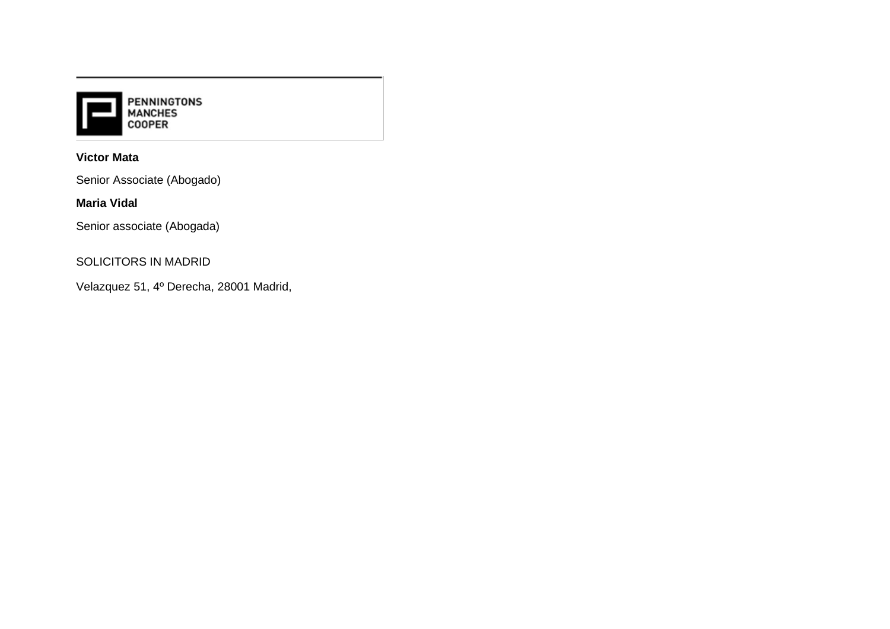PENNINGTONS MANCHES COOPER

**Victor Mata**

Senior Associate (Abogado)

**Maria Vidal**

Senior associate (Abogada)

SOLICITORS IN MADRID

Velazquez 51, 4º Derecha, 28001 Madrid,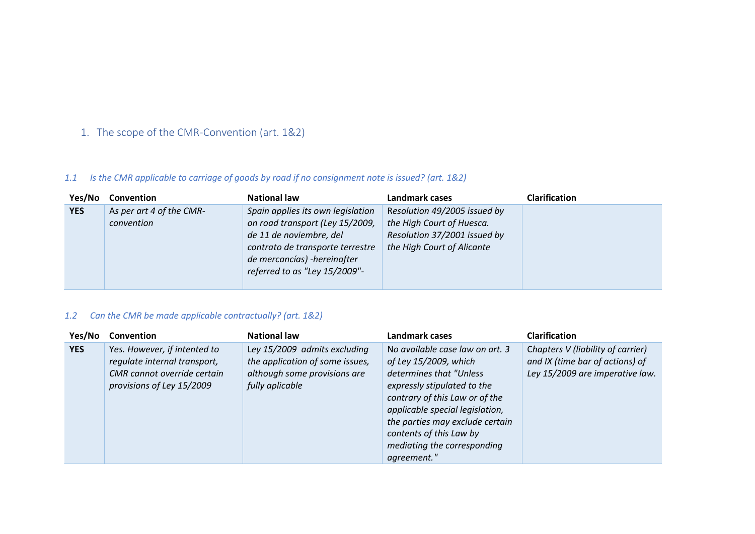## 1. The scope of the CMR-Convention (art. 1&2)

### *1.1 Is the CMR applicable to carriage of goods by road if no consignment note is issued? (art. 1&2)*

| Yes/No | Convention | National law | Landmark cases | Clarification |
|---|---|---|---|---|
| **YES** | *As per art 4 of the CMR-convention* | *Spain applies its own legislation on road transport (Ley 15/2009, de 11 de noviembre, del contrato de transporte terrestre de mercancías) -hereinafter referred to as "Ley 15/2009"-* | *Resolution 49/2005 issued by the High Court of Huesca. Resolution 37/2001 issued by the High Court of Alicante* | |

### *1.2 Can the CMR be made applicable contractually? (art. 1&2)*

| Yes/No | Convention | National law | Landmark cases | Clarification |
|---|---|---|---|---|
| **YES** | *Yes. However, if intented to regulate internal transport, CMR cannot override certain provisions of Ley 15/2009* | *Ley 15/2009 admits excluding the application of some issues, although some provisions are fully aplicable* | *No available case law on art. 3 of Ley 15/2009, which determines that "Unless expressly stipulated to the contrary of this Law or of the applicable special legislation, the parties may exclude certain contents of this Law by mediating the corresponding agreement."* | *Chapters V (liability of carrier) and IX (time bar of actions) of Ley 15/2009 are imperative law.* |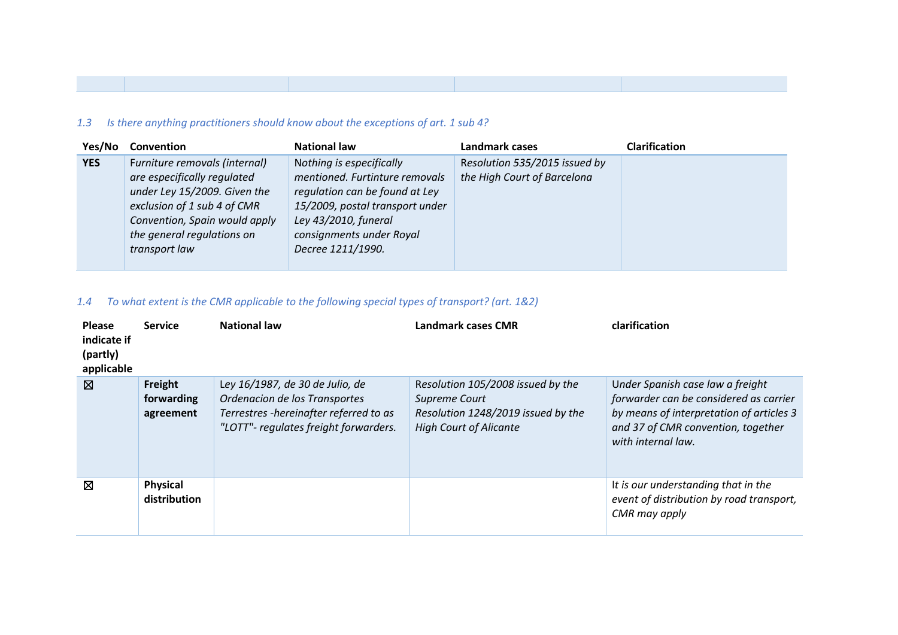| | | | | |
|---|---|---|---|---|
| | | | | |

*1.3 Is there anything practitioners should know about the exceptions of art. 1 sub 4?*

| Yes/No | Convention | National law | Landmark cases | Clarification |
|---|---|---|---|---|
| **YES** | *Furniture removals (internal) are especifically regulated under Ley 15/2009. Given the exclusion of 1 sub 4 of CMR Convention, Spain would apply the general regulations on transport law* | *Nothing is especifically mentioned. Furtinture removals regulation can be found at Ley 15/2009, postal transport under Ley 43/2010, funeral consignments under Royal Decree 1211/1990.* | *Resolution 535/2015 issued by the High Court of Barcelona* | |

*1.4 To what extent is the CMR applicable to the following special types of transport? (art. 1&2)*

| Please indicate if (partly) applicable | Service | National law | Landmark cases CMR | clarification |
|---|---|---|---|---|
| ☒ | **Freight forwarding agreement** | *Ley 16/1987, de 30 de Julio, de Ordenacion de los Transportes Terrestres -hereinafter referred to as "LOTT"- regulates freight forwarders.* | *Resolution 105/2008 issued by the Supreme Court*<br>*Resolution 1248/2019 issued by the High Court of Alicante* | *Under Spanish case law a freight forwarder can be considered as carrier by means of interpretation of articles 3 and 37 of CMR convention, together with internal law.* |
| ☒ | **Physical distribution** | | | *It is our understanding that in the event of distribution by road transport, CMR may apply* |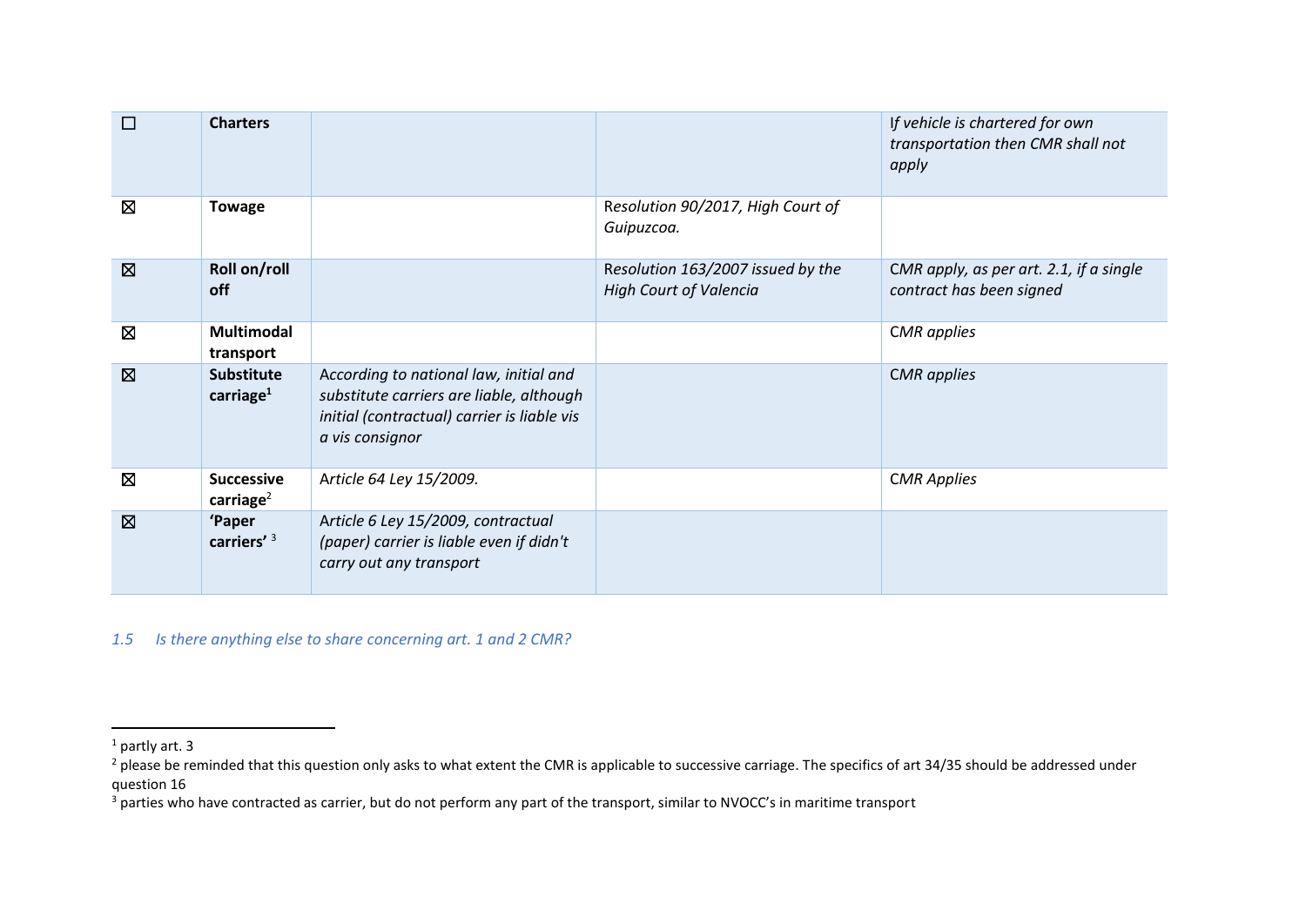| | | | | |
|---|---|---|---|---|
| ☐ | **Charters** | | | *If vehicle is chartered for own transportation then CMR shall not apply* |
| ☒ | **Towage** | | *Resolution 90/2017, High Court of Guipuzcoa.* | |
| ☒ | **Roll on/roll off** | | *Resolution 163/2007 issued by the High Court of Valencia* | *CMR apply, as per art. 2.1, if a single contract has been signed* |
| ☒ | **Multimodal transport** | | | *CMR applies* |
| ☒ | **Substitute carriage**[1] | *According to national law, initial and substitute carriers are liable, although initial (contractual) carrier is liable vis a vis consignor* | | *CMR applies* |
| ☒ | **Successive carriage**[2] | *Article 64 Ley 15/2009.* | | *CMR Applies* |
| ☒ | **'Paper carriers'** [3] | *Article 6 Ley 15/2009, contractual (paper) carrier is liable even if didn't carry out any transport* | | |

*1.5 Is there anything else to share concerning art. 1 and 2 CMR?*

---

[1] partly art. 3

[2] please be reminded that this question only asks to what extent the CMR is applicable to successive carriage. The specifics of art 34/35 should be addressed under question 16

[3] parties who have contracted as carrier, but do not perform any part of the transport, similar to NVOCC's in maritime transport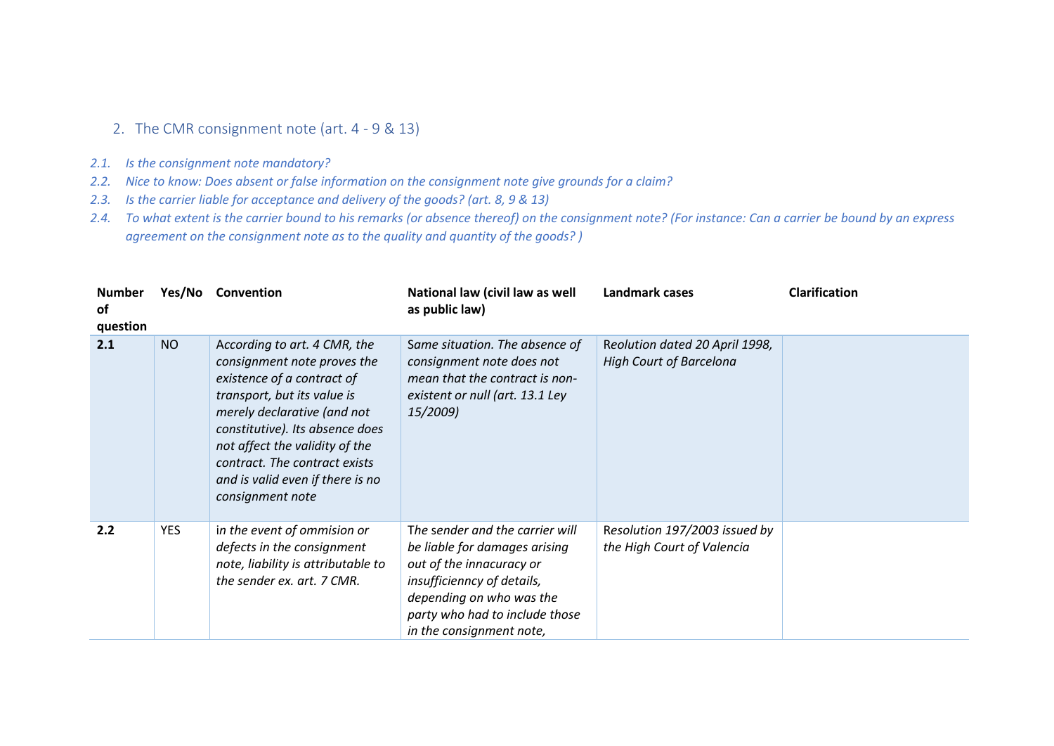## 2. The CMR consignment note (art. 4 - 9 & 13)

*2.1. Is the consignment note mandatory?*

*2.2. Nice to know: Does absent or false information on the consignment note give grounds for a claim?*

*2.3. Is the carrier liable for acceptance and delivery of the goods? (art. 8, 9 & 13)*

*2.4. To what extent is the carrier bound to his remarks (or absence thereof) on the consignment note? (For instance: Can a carrier be bound by an express agreement on the consignment note as to the quality and quantity of the goods? )*

| Number of question | Yes/No | Convention | National law (civil law as well as public law) | Landmark cases | Clarification |
|---|---|---|---|---|---|
| **2.1** | NO | *According to art. 4 CMR, the consignment note proves the existence of a contract of transport, but its value is merely declarative (and not constitutive). Its absence does not affect the validity of the contract. The contract exists and is valid even if there is no consignment note* | *Same situation. The absence of consignment note does not mean that the contract is non-existent or null (art. 13.1 Ley 15/2009)* | *Reolution dated 20 April 1998, High Court of Barcelona* | |
| **2.2** | YES | *in the event of ommision or defects in the consignment note, liability is attributable to the sender ex. art. 7 CMR.* | *The sender and the carrier will be liable for damages arising out of the innacuracy or insufficiennсy of details, depending on who was the party who had to include those in the consignment note,* | *Resolution 197/2003 issued by the High Court of Valencia* | |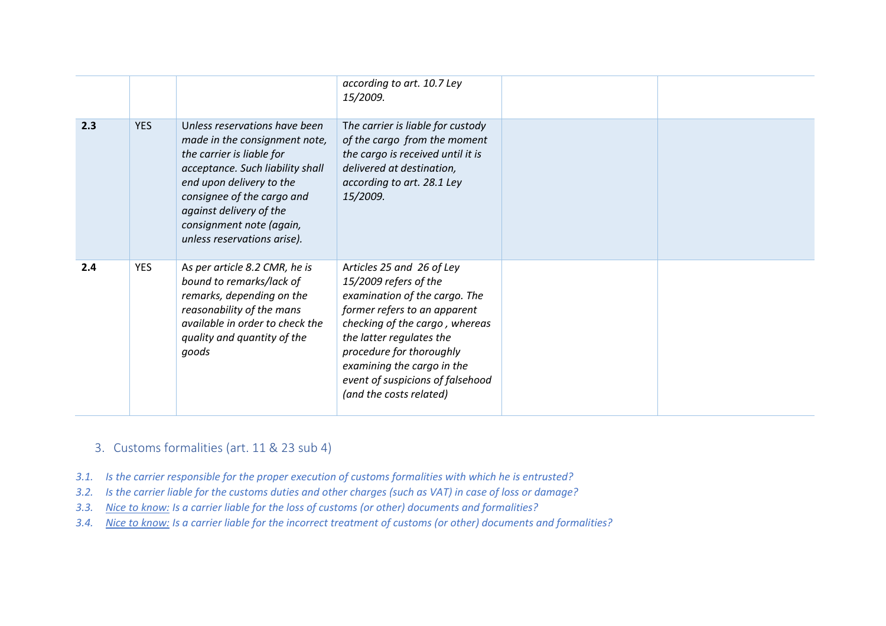| | | | | | |
|---|---|---|---|---|---|
| | | | *according to art. 10.7 Ley 15/2009.* | | |
| **2.3** | YES | *Unless reservations have been made in the consignment note, the carrier is liable for acceptance. Such liability shall end upon delivery to the consignee of the cargo and against delivery of the consignment note (again, unless reservations arise).* | *The carrier is liable for custody of the cargo from the moment the cargo is received until it is delivered at destination, according to art. 28.1 Ley 15/2009.* | | |
| **2.4** | YES | *As per article 8.2 CMR, he is bound to remarks/lack of remarks, depending on the reasonability of the mans available in order to check the quality and quantity of the goods* | *Articles 25 and 26 of Ley 15/2009 refers of the examination of the cargo. The former refers to an apparent checking of the cargo , whereas the latter regulates the procedure for thoroughly examining the cargo in the event of suspicions of falsehood (and the costs related)* | | |

## 3. Customs formalities (art. 11 & 23 sub 4)

*3.1. Is the carrier responsible for the proper execution of customs formalities with which he is entrusted?*

*3.2. Is the carrier liable for the customs duties and other charges (such as VAT) in case of loss or damage?*

*3.3. Nice to know: Is a carrier liable for the loss of customs (or other) documents and formalities?*

*3.4. Nice to know: Is a carrier liable for the incorrect treatment of customs (or other) documents and formalities?*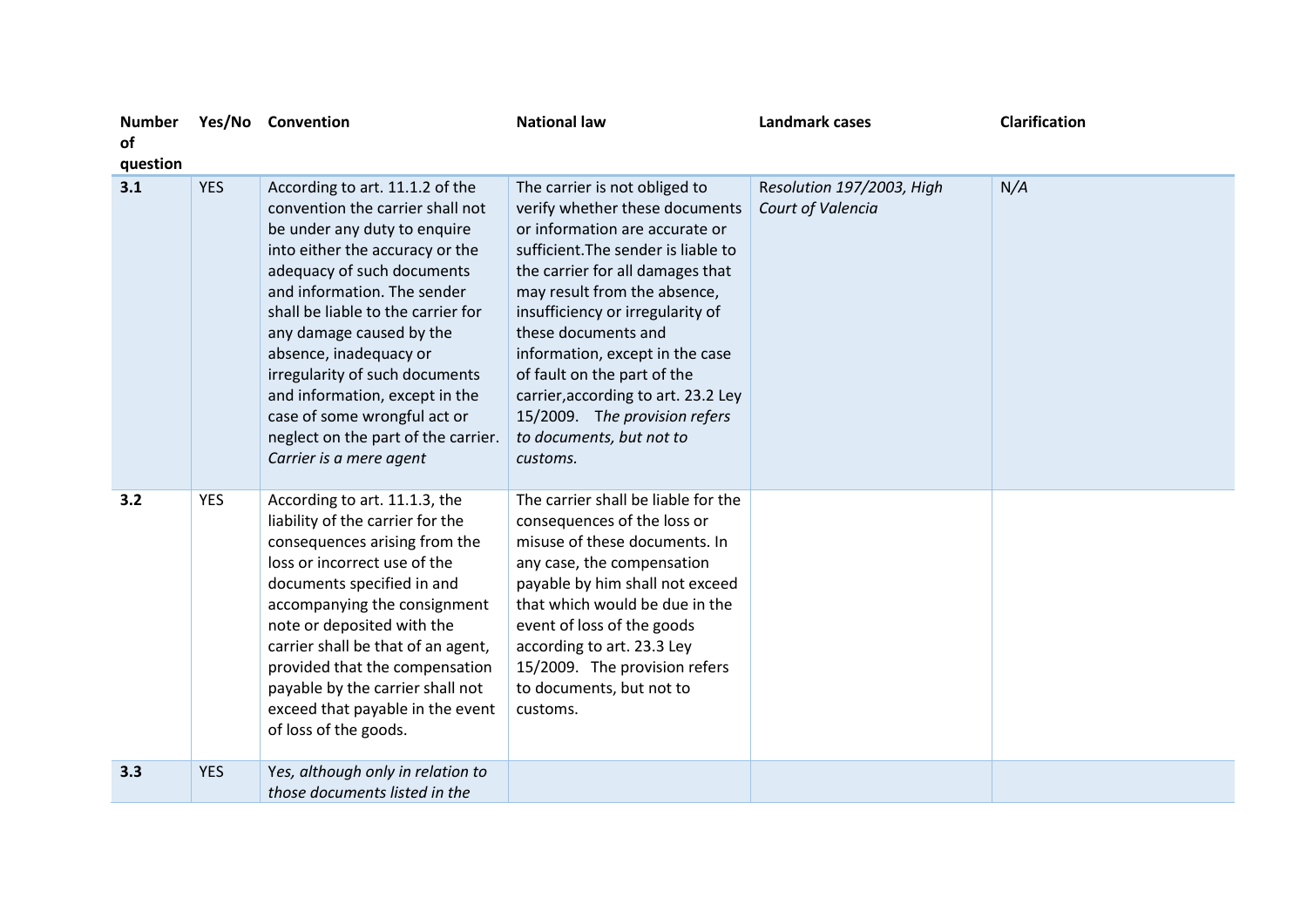| Number of question | Yes/No | Convention | National law | Landmark cases | Clarification |
| --- | --- | --- | --- | --- | --- |
| **3.1** | YES | According to art. 11.1.2 of the convention the carrier shall not be under any duty to enquire into either the accuracy or the adequacy of such documents and information. The sender shall be liable to the carrier for any damage caused by the absence, inadequacy or irregularity of such documents and information, except in the case of some wrongful act or neglect on the part of the carrier. *Carrier is a mere agent* | The carrier is not obliged to verify whether these documents or information are accurate or sufficient.The sender is liable to the carrier for all damages that may result from the absence, insufficiency or irregularity of these documents and information, except in the case of fault on the part of the carrier,according to art. 23.2 Ley 15/2009. *The provision refers to documents, but not to customs.* | *Resolution 197/2003, High Court of Valencia* | *N/A* |
| **3.2** | YES | According to art. 11.1.3, the liability of the carrier for the consequences arising from the loss or incorrect use of the documents specified in and accompanying the consignment note or deposited with the carrier shall be that of an agent, provided that the compensation payable by the carrier shall not exceed that payable in the event of loss of the goods. | The carrier shall be liable for the consequences of the loss or misuse of these documents. In any case, the compensation payable by him shall not exceed that which would be due in the event of loss of the goods according to art. 23.3 Ley 15/2009. The provision refers to documents, but not to customs. | | |
| **3.3** | YES | *Yes, although only in relation to those documents listed in the* | | | |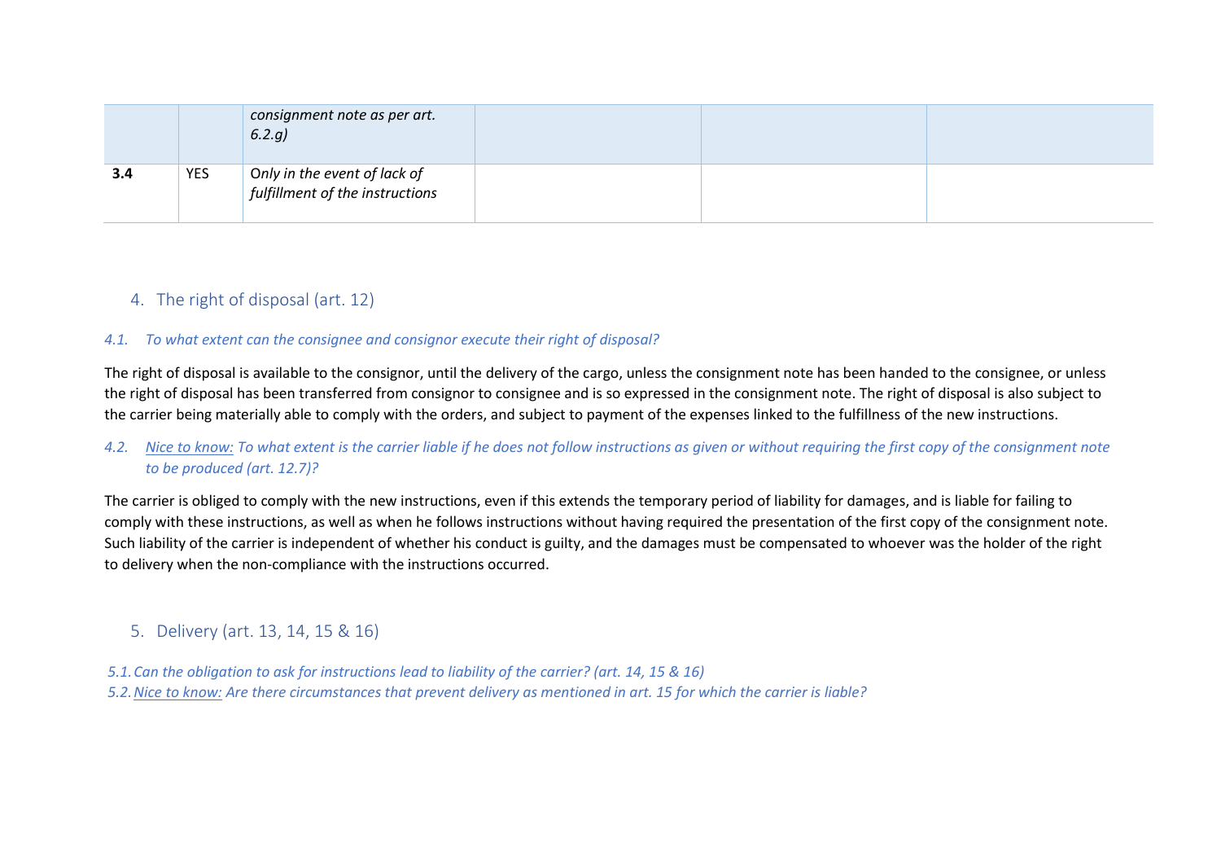|  |  |  |  |  |  |
| --- | --- | --- | --- | --- | --- |
|  |  | *consignment note as per art. 6.2.g)* |  |  |  |
| **3.4** | YES | *Only in the event of lack of fulfillment of the instructions* |  |  |  |

## 4. The right of disposal (art. 12)

### *4.1. To what extent can the consignee and consignor execute their right of disposal?*

The right of disposal is available to the consignor, until the delivery of the cargo, unless the consignment note has been handed to the consignee, or unless the right of disposal has been transferred from consignor to consignee and is so expressed in the consignment note. The right of disposal is also subject to the carrier being materially able to comply with the orders, and subject to payment of the expenses linked to the fulfillness of the new instructions.

### *4.2. Nice to know: To what extent is the carrier liable if he does not follow instructions as given or without requiring the first copy of the consignment note to be produced (art. 12.7)?*

The carrier is obliged to comply with the new instructions, even if this extends the temporary period of liability for damages, and is liable for failing to comply with these instructions, as well as when he follows instructions without having required the presentation of the first copy of the consignment note. Such liability of the carrier is independent of whether his conduct is guilty, and the damages must be compensated to whoever was the holder of the right to delivery when the non-compliance with the instructions occurred.

## 5. Delivery (art. 13, 14, 15 & 16)

### *5.1. Can the obligation to ask for instructions lead to liability of the carrier? (art. 14, 15 & 16)*

### *5.2. Nice to know: Are there circumstances that prevent delivery as mentioned in art. 15 for which the carrier is liable?*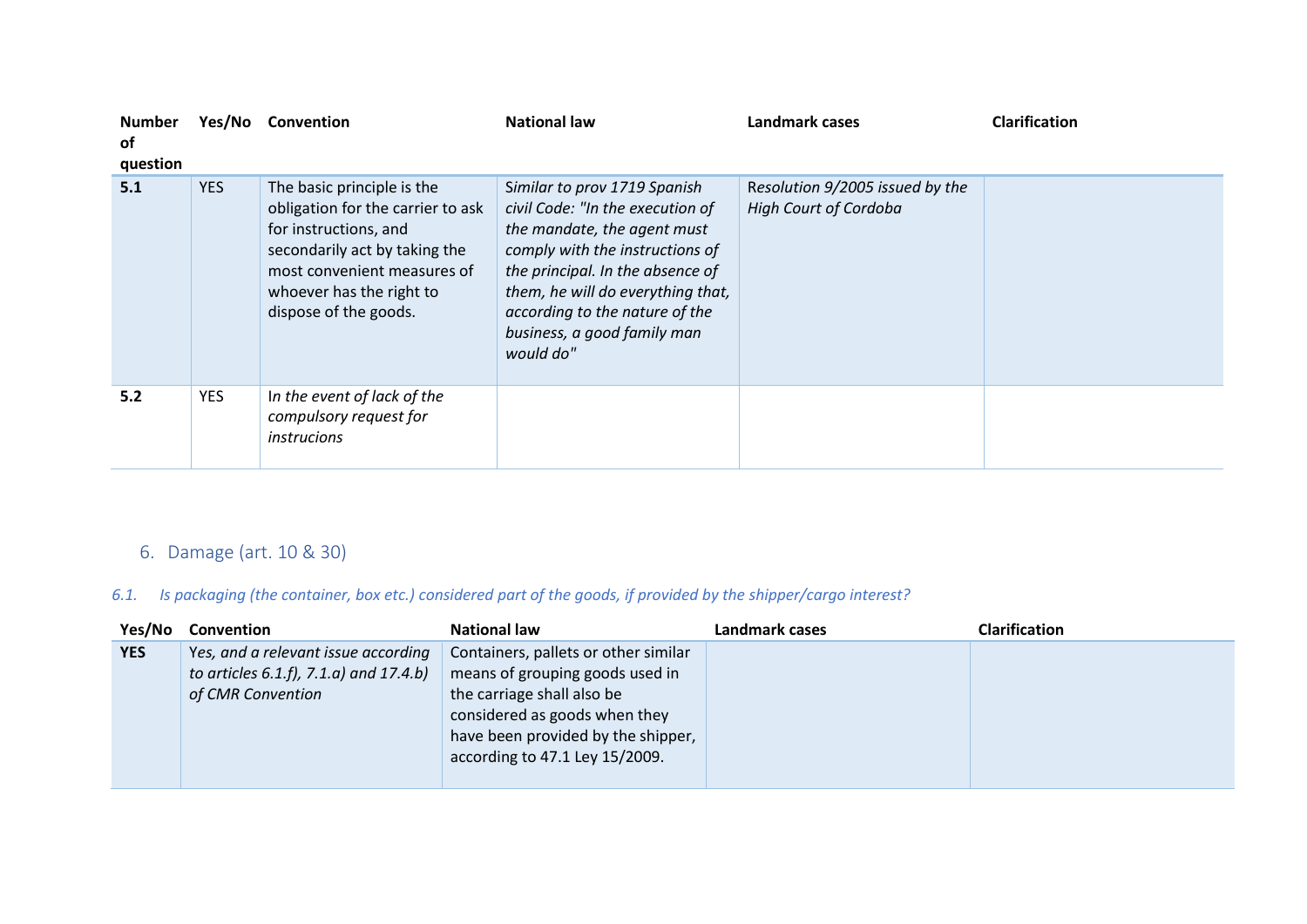| Number of question | Yes/No | Convention | National law | Landmark cases | Clarification |
|---|---|---|---|---|---|
| **5.1** | YES | The basic principle is the obligation for the carrier to ask for instructions, and secondarily act by taking the most convenient measures of whoever has the right to dispose of the goods. | *Similar to prov 1719 Spanish civil Code: "In the execution of the mandate, the agent must comply with the instructions of the principal. In the absence of them, he will do everything that, according to the nature of the business, a good family man would do"* | *Resolution 9/2005 issued by the High Court of Cordoba* | |
| **5.2** | YES | *In the event of lack of the compulsory request for instrucions* | | | |

## 6. Damage (art. 10 & 30)

### *6.1. Is packaging (the container, box etc.) considered part of the goods, if provided by the shipper/cargo interest?*

| Yes/No | Convention | National law | Landmark cases | Clarification |
|---|---|---|---|---|
| **YES** | *Yes, and a relevant issue according to articles 6.1.f), 7.1.a) and 17.4.b) of CMR Convention* | Containers, pallets or other similar means of grouping goods used in the carriage shall also be considered as goods when they have been provided by the shipper, according to 47.1 Ley 15/2009. | | |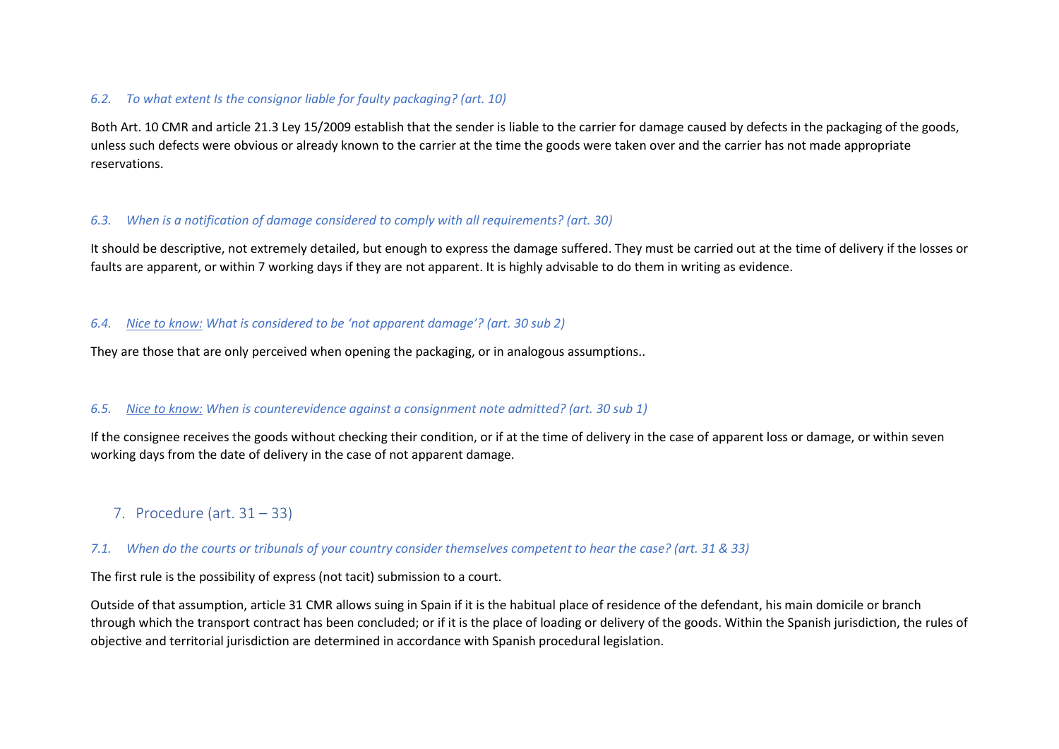### *6.2. To what extent Is the consignor liable for faulty packaging? (art. 10)*

Both Art. 10 CMR and article 21.3 Ley 15/2009 establish that the sender is liable to the carrier for damage caused by defects in the packaging of the goods, unless such defects were obvious or already known to the carrier at the time the goods were taken over and the carrier has not made appropriate reservations.

### *6.3. When is a notification of damage considered to comply with all requirements? (art. 30)*

It should be descriptive, not extremely detailed, but enough to express the damage suffered. They must be carried out at the time of delivery if the losses or faults are apparent, or within 7 working days if they are not apparent. It is highly advisable to do them in writing as evidence.

### *6.4. <u>Nice to know:</u> What is considered to be 'not apparent damage'? (art. 30 sub 2)*

They are those that are only perceived when opening the packaging, or in analogous assumptions..

### *6.5. <u>Nice to know:</u> When is counterevidence against a consignment note admitted? (art. 30 sub 1)*

If the consignee receives the goods without checking their condition, or if at the time of delivery in the case of apparent loss or damage, or within seven working days from the date of delivery in the case of not apparent damage.

## 7. Procedure (art. 31 – 33)

### *7.1. When do the courts or tribunals of your country consider themselves competent to hear the case? (art. 31 & 33)*

The first rule is the possibility of express (not tacit) submission to a court.

Outside of that assumption, article 31 CMR allows suing in Spain if it is the habitual place of residence of the defendant, his main domicile or branch through which the transport contract has been concluded; or if it is the place of loading or delivery of the goods. Within the Spanish jurisdiction, the rules of objective and territorial jurisdiction are determined in accordance with Spanish procedural legislation.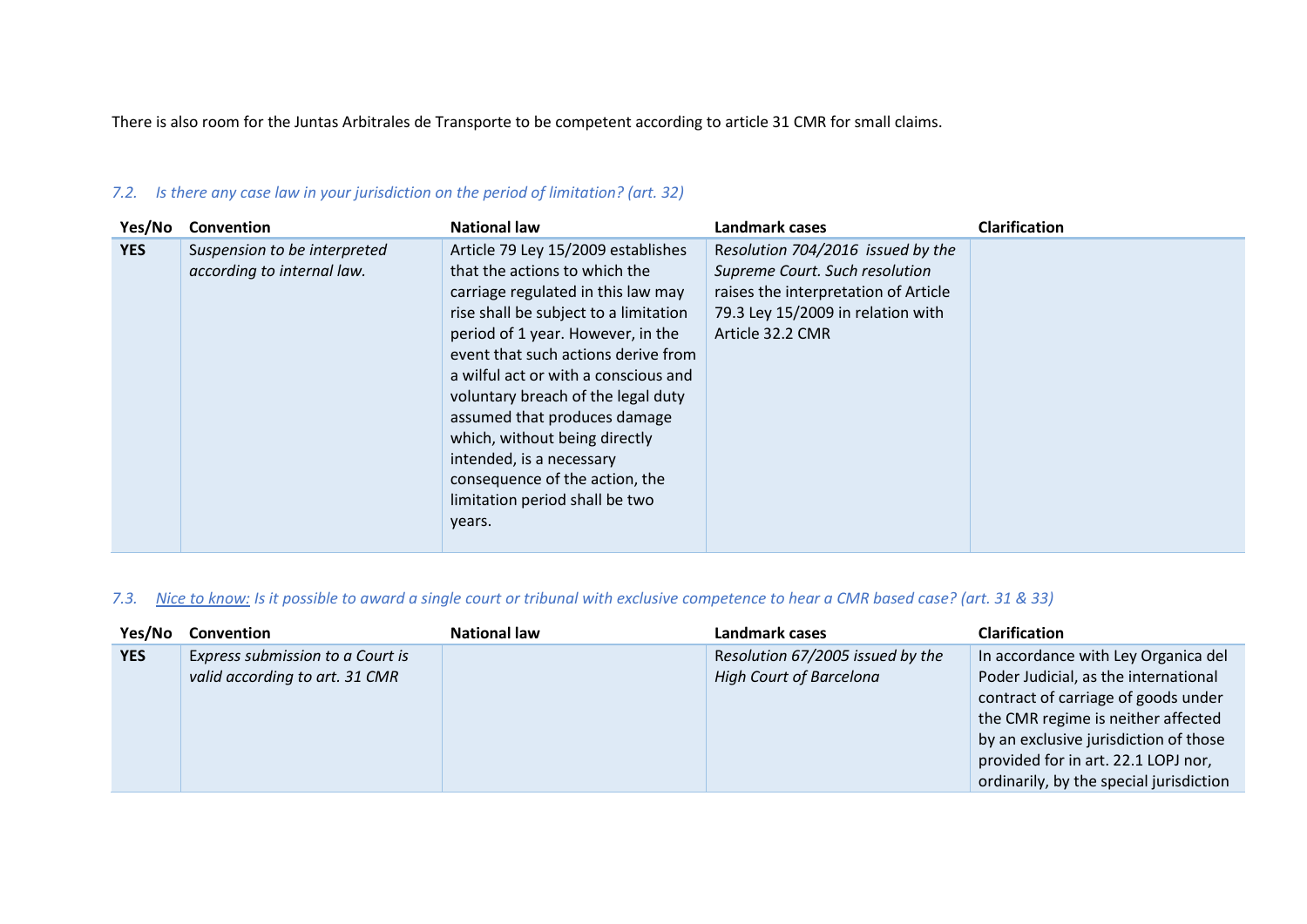There is also room for the Juntas Arbitrales de Transporte to be competent according to article 31 CMR for small claims.

### *7.2. Is there any case law in your jurisdiction on the period of limitation? (art. 32)*

| Yes/No | Convention | National law | Landmark cases | Clarification |
|---|---|---|---|---|
| **YES** | *Suspension to be interpreted according to internal law.* | Article 79 Ley 15/2009 establishes that the actions to which the carriage regulated in this law may rise shall be subject to a limitation period of 1 year. However, in the event that such actions derive from a wilful act or with a conscious and voluntary breach of the legal duty assumed that produces damage which, without being directly intended, is a necessary consequence of the action, the limitation period shall be two years. | *Resolution 704/2016 issued by the Supreme Court. Such resolution* raises the interpretation of Article 79.3 Ley 15/2009 in relation with Article 32.2 CMR | |

### *7.3. <u>Nice to know:</u> Is it possible to award a single court or tribunal with exclusive competence to hear a CMR based case? (art. 31 & 33)*

| Yes/No | Convention | National law | Landmark cases | Clarification |
|---|---|---|---|---|
| **YES** | *Express submission to a Court is valid according to art. 31 CMR* | | *Resolution 67/2005 issued by the High Court of Barcelona* | In accordance with Ley Organica del Poder Judicial, as the international contract of carriage of goods under the CMR regime is neither affected by an exclusive jurisdiction of those provided for in art. 22.1 LOPJ nor, ordinarily, by the special jurisdiction |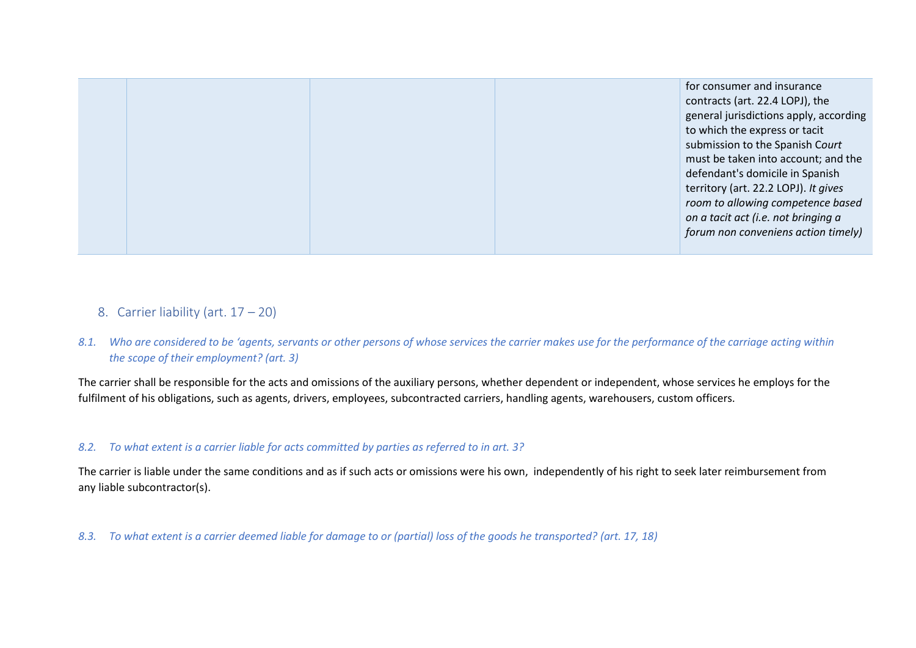| | | | | for consumer and insurance contracts (art. 22.4 LOPJ), the general jurisdictions apply, according to which the express or tacit submission to the Spanish C*ourt* must be taken into account; and the defendant's domicile in Spanish territory (art. 22.2 LOPJ). *It gives room to allowing competence based on a tacit act (i.e. not bringing a forum non conveniens action timely)* |
|---|---|---|---|---|

## 8. Carrier liability (art. 17 – 20)

### *8.1. Who are considered to be 'agents, servants or other persons of whose services the carrier makes use for the performance of the carriage acting within the scope of their employment? (art. 3)*

The carrier shall be responsible for the acts and omissions of the auxiliary persons, whether dependent or independent, whose services he employs for the fulfilment of his obligations, such as agents, drivers, employees, subcontracted carriers, handling agents, warehousers, custom officers.

### *8.2. To what extent is a carrier liable for acts committed by parties as referred to in art. 3?*

The carrier is liable under the same conditions and as if such acts or omissions were his own, independently of his right to seek later reimbursement from any liable subcontractor(s).

### *8.3. To what extent is a carrier deemed liable for damage to or (partial) loss of the goods he transported? (art. 17, 18)*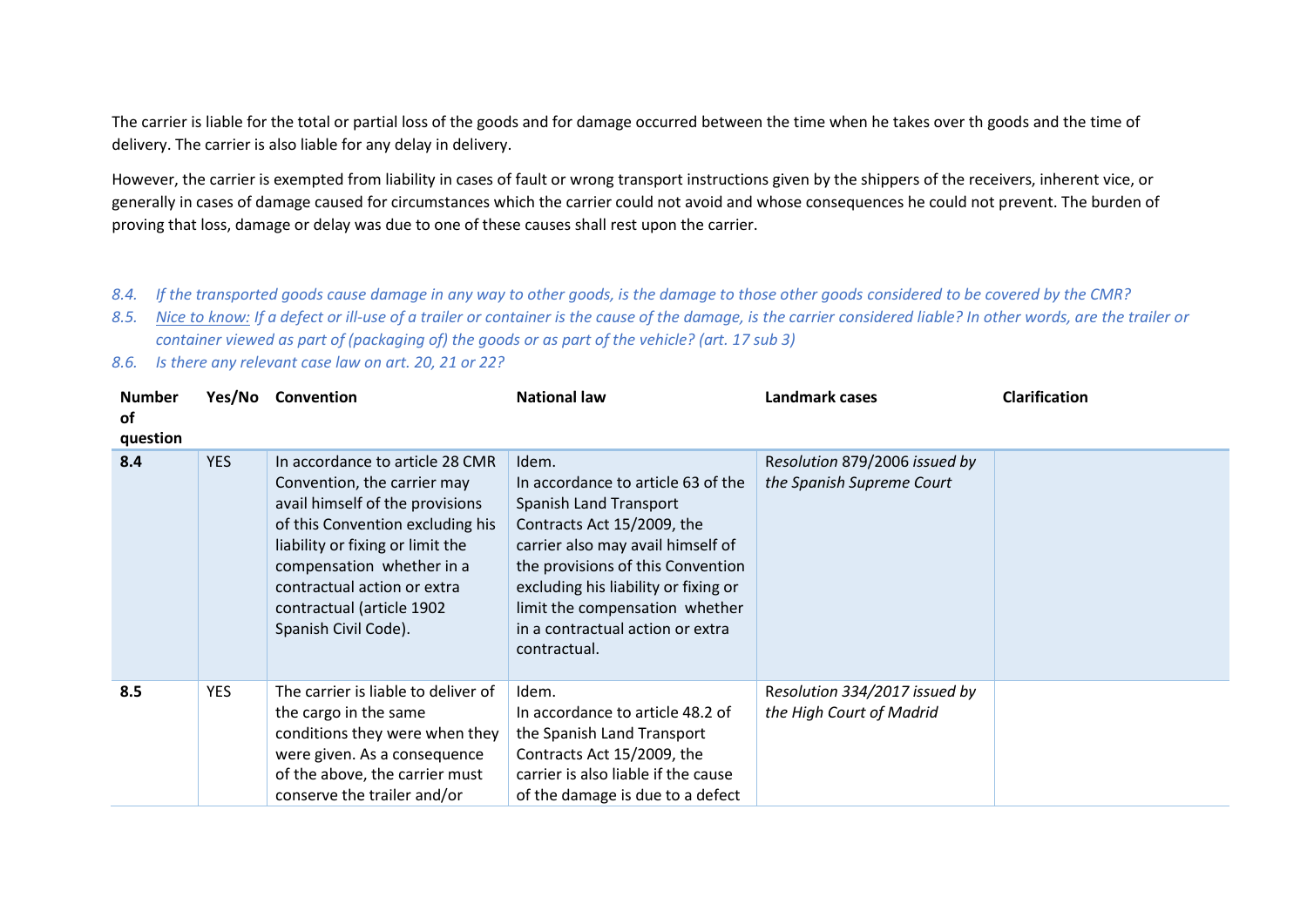The carrier is liable for the total or partial loss of the goods and for damage occurred between the time when he takes over th goods and the time of delivery. The carrier is also liable for any delay in delivery.

However, the carrier is exempted from liability in cases of fault or wrong transport instructions given by the shippers of the receivers, inherent vice, or generally in cases of damage caused for circumstances which the carrier could not avoid and whose consequences he could not prevent. The burden of proving that loss, damage or delay was due to one of these causes shall rest upon the carrier.

*8.4. If the transported goods cause damage in any way to other goods, is the damage to those other goods considered to be covered by the CMR?*

*8.5. <u>Nice to know:</u> If a defect or ill-use of a trailer or container is the cause of the damage, is the carrier considered liable? In other words, are the trailer or container viewed as part of (packaging of) the goods or as part of the vehicle? (art. 17 sub 3)*

*8.6. Is there any relevant case law on art. 20, 21 or 22?*

| Number of question | Yes/No | Convention | National law | Landmark cases | Clarification |
|---|---|---|---|---|---|
| **8.4** | YES | In accordance to article 28 CMR Convention, the carrier may avail himself of the provisions of this Convention excluding his liability or fixing or limit the compensation whether in a contractual action or extra contractual (article 1902 Spanish Civil Code). | Idem.<br>In accordance to article 63 of the Spanish Land Transport Contracts Act 15/2009, the carrier also may avail himself of the provisions of this Convention excluding his liability or fixing or limit the compensation whether in a contractual action or extra contractual. | *Resolution 879/2006 issued by the Spanish Supreme Court* | |
| **8.5** | YES | The carrier is liable to deliver of the cargo in the same conditions they were when they were given. As a consequence of the above, the carrier must conserve the trailer and/or | Idem.<br>In accordance to article 48.2 of the Spanish Land Transport Contracts Act 15/2009, the carrier is also liable if the cause of the damage is due to a defect | *Resolution 334/2017 issued by the High Court of Madrid* | |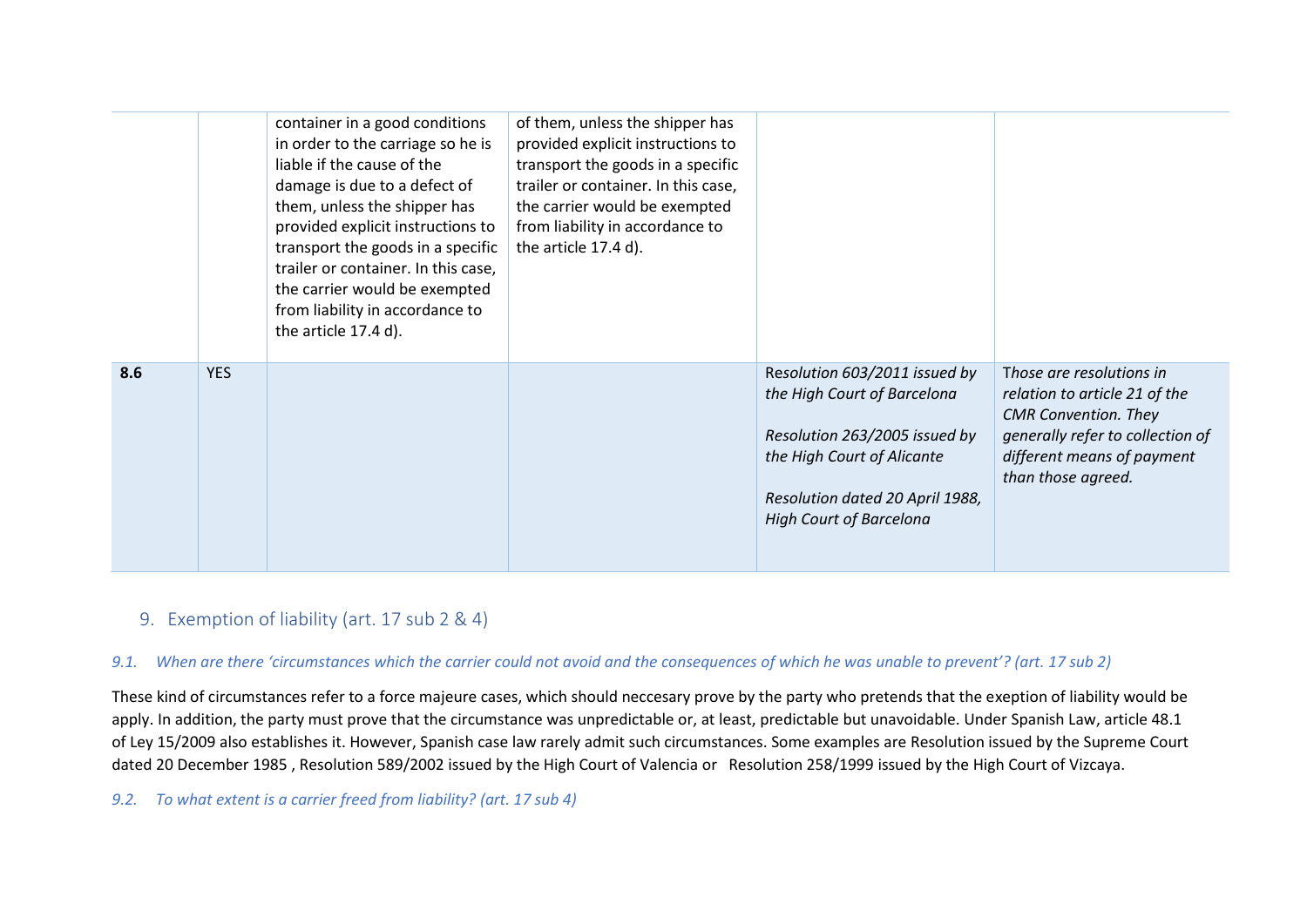|  |  |  |  |  |  |
|---|---|---|---|---|---|
|  |  | container in a good conditions in order to the carriage so he is liable if the cause of the damage is due to a defect of them, unless the shipper has provided explicit instructions to transport the goods in a specific trailer or container. In this case, the carrier would be exempted from liability in accordance to the article 17.4 d). | of them, unless the shipper has provided explicit instructions to transport the goods in a specific trailer or container. In this case, the carrier would be exempted from liability in accordance to the article 17.4 d). |  |  |
| **8.6** | YES |  |  | *Resolution 603/2011 issued by the High Court of Barcelona*<br><br>*Resolution 263/2005 issued by the High Court of Alicante*<br><br>*Resolution dated 20 April 1988, High Court of Barcelona* | *Those are resolutions in relation to article 21 of the CMR Convention. They generally refer to collection of different means of payment than those agreed.* |

## 9. Exemption of liability (art. 17 sub 2 & 4)

*9.1. When are there 'circumstances which the carrier could not avoid and the consequences of which he was unable to prevent'? (art. 17 sub 2)*

These kind of circumstances refer to a force majeure cases, which should neccesary prove by the party who pretends that the exeption of liability would be apply. In addition, the party must prove that the circumstance was unpredictable or, at least, predictable but unavoidable. Under Spanish Law, article 48.1 of Ley 15/2009 also establishes it. However, Spanish case law rarely admit such circumstances. Some examples are Resolution issued by the Supreme Court dated 20 December 1985 , Resolution 589/2002 issued by the High Court of Valencia or Resolution 258/1999 issued by the High Court of Vizcaya.

*9.2. To what extent is a carrier freed from liability? (art. 17 sub 4)*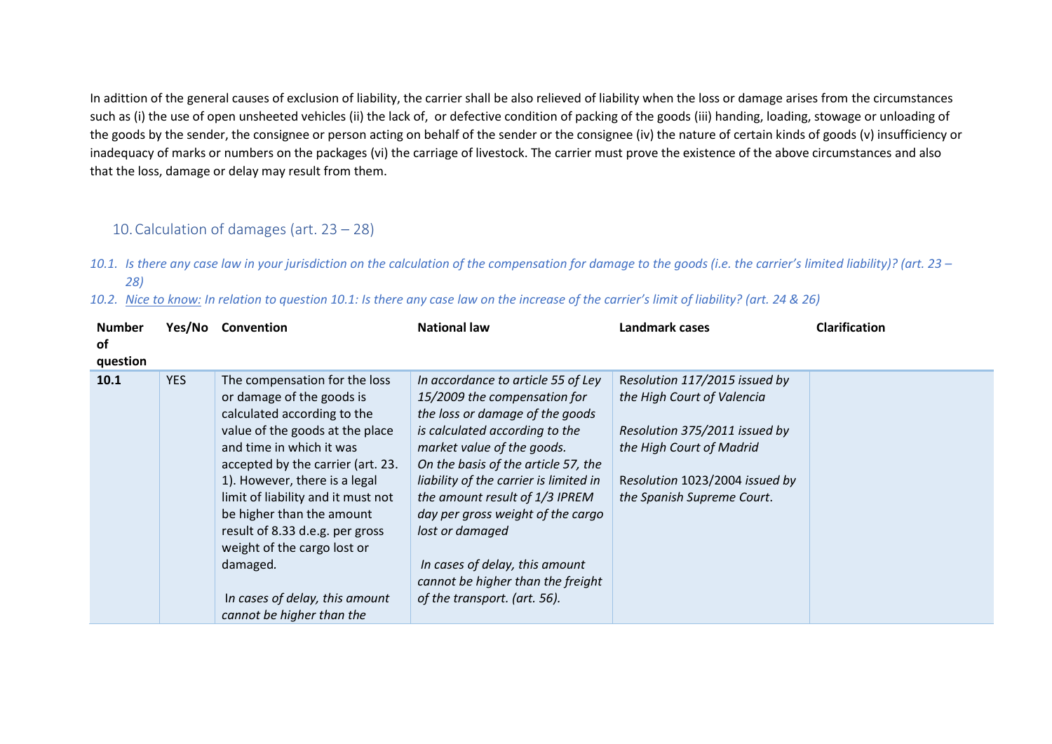In adittion of the general causes of exclusion of liability, the carrier shall be also relieved of liability when the loss or damage arises from the circumstances such as (i) the use of open unsheeted vehicles (ii) the lack of, or defective condition of packing of the goods (iii) handing, loading, stowage or unloading of the goods by the sender, the consignee or person acting on behalf of the sender or the consignee (iv) the nature of certain kinds of goods (v) insufficiency or inadequacy of marks or numbers on the packages (vi) the carriage of livestock. The carrier must prove the existence of the above circumstances and also that the loss, damage or delay may result from them.

## 10. Calculation of damages (art. 23 – 28)

*10.1. Is there any case law in your jurisdiction on the calculation of the compensation for damage to the goods (i.e. the carrier's limited liability)? (art. 23 – 28)*

*10.2. Nice to know: In relation to question 10.1: Is there any case law on the increase of the carrier's limit of liability? (art. 24 & 26)*

| Number of question | Yes/No | Convention | National law | Landmark cases | Clarification |
|---|---|---|---|---|---|
| **10.1** | YES | The compensation for the loss or damage of the goods is calculated according to the value of the goods at the place and time in which it was accepted by the carrier (art. 23. 1). However, there is a legal limit of liability and it must not be higher than the amount result of 8.33 d.e.g. per gross weight of the cargo lost or damaged.<br><br>*In cases of delay, this amount cannot be higher than the* | *In accordance to article 55 of Ley 15/2009 the compensation for the loss or damage of the goods is calculated according to the market value of the goods. On the basis of the article 57, the liability of the carrier is limited in the amount result of 1/3 IPREM day per gross weight of the cargo lost or damaged*<br><br>*In cases of delay, this amount cannot be higher than the freight of the transport. (art. 56).* | *Resolution 117/2015 issued by the High Court of Valencia*<br><br>*Resolution 375/2011 issued by the High Court of Madrid*<br><br>*Resolution 1023/2004 issued by the Spanish Supreme Court.* | |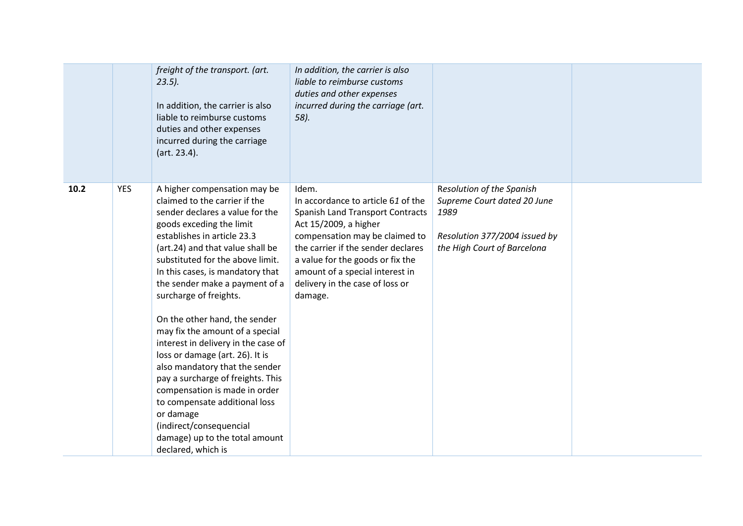| | | | | | |
|---|---|---|---|---|---|
| | | *freight of the transport. (art. 23.5).*<br><br>In addition, the carrier is also liable to reimburse customs duties and other expenses incurred during the carriage (art. 23.4). | *In addition, the carrier is also liable to reimburse customs duties and other expenses incurred during the carriage (art. 58).* | | |
| **10.2** | YES | A higher compensation may be claimed to the carrier if the sender declares a value for the goods exceding the limit establishes in article 23.3 (art.24) and that value shall be substituted for the above limit. In this cases, is mandatory that the sender make a payment of a surcharge of freights.<br><br>On the other hand, the sender may fix the amount of a special interest in delivery in the case of loss or damage (art. 26). It is also mandatory that the sender pay a surcharge of freights. This compensation is made in order to compensate additional loss or damage (indirect/consequencial damage) up to the total amount declared, which is | Idem.<br>In accordance to article 61 of the Spanish Land Transport Contracts Act 15/2009, a higher compensation may be claimed to the carrier if the sender declares a value for the goods or fix the amount of a special interest in delivery in the case of loss or damage. | *Resolution of the Spanish Supreme Court dated 20 June 1989*<br><br>*Resolution 377/2004 issued by the High Court of Barcelona* | |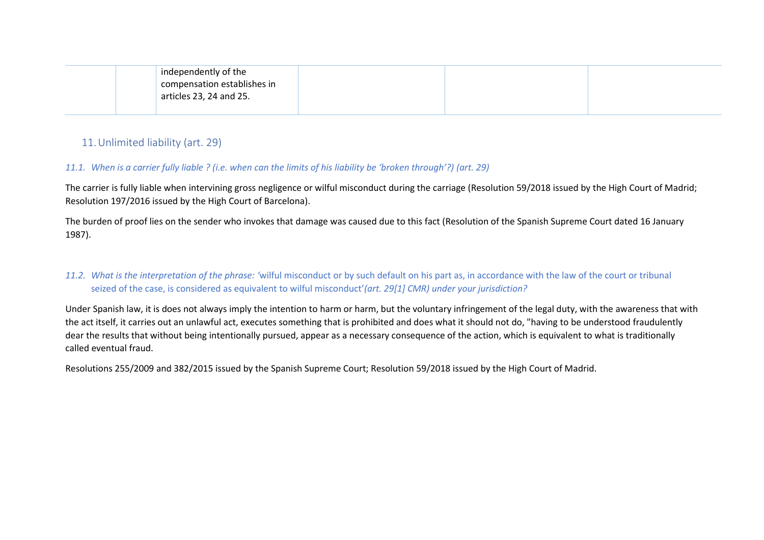| | | independently of the compensation establishes in articles 23, 24 and 25. | | | |
|---|---|---|---|---|---|

## 11. Unlimited liability (art. 29)

### *11.1. When is a carrier fully liable ? (i.e. when can the limits of his liability be 'broken through'?) (art. 29)*

The carrier is fully liable when intervining gross negligence or wilful misconduct during the carriage (Resolution 59/2018 issued by the High Court of Madrid; Resolution 197/2016 issued by the High Court of Barcelona).

The burden of proof lies on the sender who invokes that damage was caused due to this fact (Resolution of the Spanish Supreme Court dated 16 January 1987).

### *11.2. What is the interpretation of the phrase:* 'wilful misconduct or by such default on his part as, in accordance with the law of the court or tribunal seized of the case, is considered as equivalent to wilful misconduct'*(art. 29[1] CMR) under your jurisdiction?*

Under Spanish law, it is does not always imply the intention to harm or harm, but the voluntary infringement of the legal duty, with the awareness that with the act itself, it carries out an unlawful act, executes something that is prohibited and does what it should not do, "having to be understood fraudulently dear the results that without being intentionally pursued, appear as a necessary consequence of the action, which is equivalent to what is traditionally called eventual fraud.

Resolutions 255/2009 and 382/2015 issued by the Spanish Supreme Court; Resolution 59/2018 issued by the High Court of Madrid.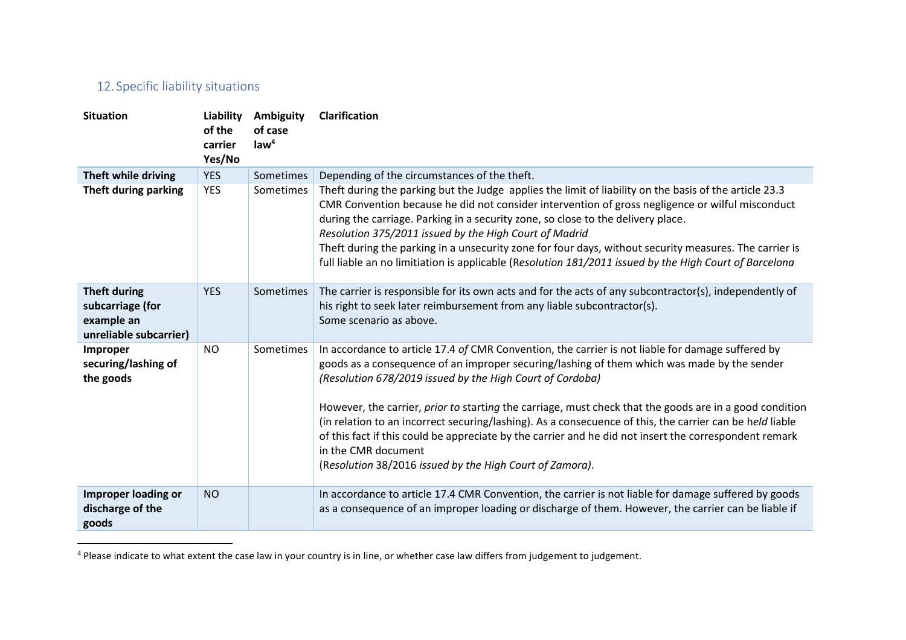## 12. Specific liability situations

| Situation | Liability of the carrier Yes/No | Ambiguity of case law[4] | Clarification |
|---|---|---|---|
| **Theft while driving** | YES | Sometimes | Depending of the circumstances of the theft. |
| **Theft during parking** | YES | Sometimes | Theft during the parking but the Judge applies the limit of liability on the basis of the article 23.3 CMR Convention because he did not consider intervention of gross negligence or wilful misconduct during the carriage. Parking in a security zone, so close to the delivery place.<br>*Resolution 375/2011 issued by the High Court of Madrid*<br>Theft during the parking in a unsecurity zone for four days, without security measures. The carrier is full liable an no limitiation is applicable (R*esolution 181/2011 issued by the High Court of Barcelona* |
| **Theft during subcarriage (for example an unreliable subcarrier)** | YES | Sometimes | The carrier is responsible for its own acts and for the acts of any subcontractor(s), independently of his right to seek later reimbursement from any liable subcontractor(s).<br>S*a*me scenario a*s* above. |
| **Improper securing/lashing of the goods** | NO | Sometimes | In accordance to article 17.4 *of* CMR Convention, the carrier is not liable for damage suffered by goods as a consequence of an improper securing/lashing of them which was made by the sender *(Resolution 678/2019 issued by the High Court of Cordoba)*<br><br>However, the carrier, *prior to* start*ing* the carriage, must check that the goods are in a good condition (in relation to an incorrect securing/lashing). As a consecuence of this, the carrier can be h*eld* liable of this fact if this could be appreciate by the carrier and he did not insert the correspondent remark in the CMR document<br>(R*esolution* 38/2016 *issued by the High Court of Zamora)*. |
| **Improper loading or discharge of the goods** | NO | | In accordance to article 17.4 CMR Convention, the carrier is not liable for damage suffered by goods as a consequence of an improper loading or discharge of them. However, the carrier can be liable if |

[4] Please indicate to what extent the case law in your country is in line, or whether case law differs from judgement to judgement.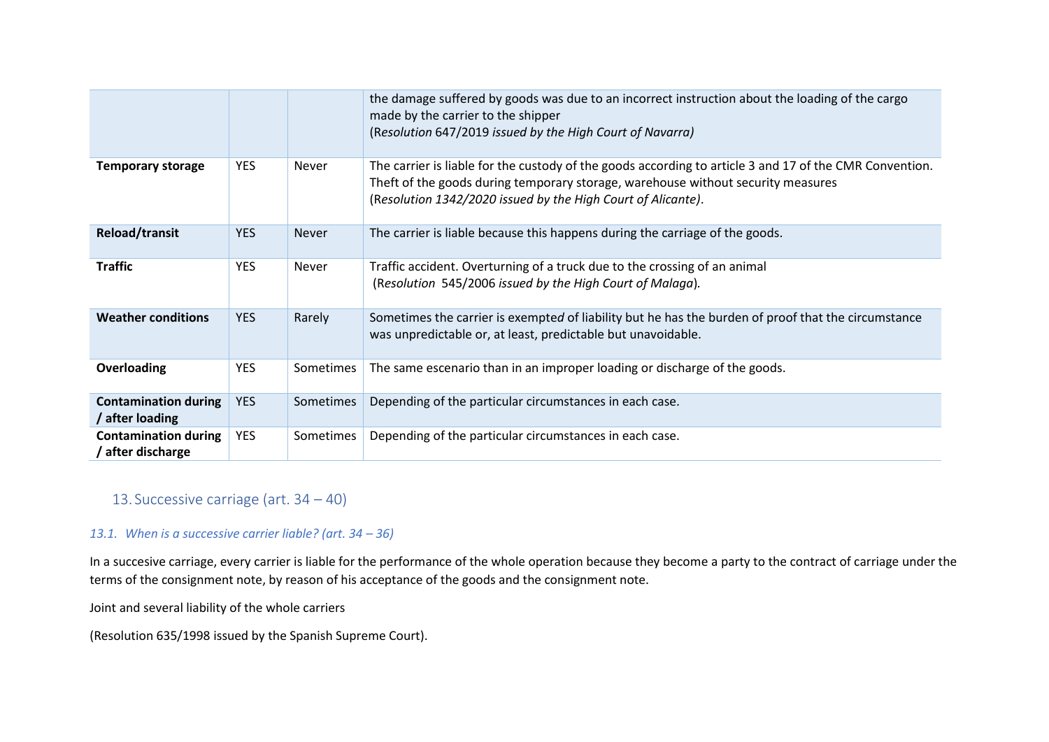| | | | |
|---|---|---|---|
| | | | the damage suffered by goods was due to an incorrect instruction about the loading of the cargo made by the carrier to the shipper (*Resolution* 647/2019 *issued by the High Court of Navarra)* |
| **Temporary storage** | YES | Never | The carrier is liable for the custody of the goods according to article 3 and 17 of the CMR Convention. Theft of the goods during temporary storage, warehouse without security measures (*Resolution 1342/2020 issued by the High Court of Alicante)*. |
| **Reload/transit** | YES | Never | The carrier is liable because this happens during the carriage of the goods. |
| **Traffic** | YES | Never | Traffic accident. Overturning of a truck due to the crossing of an animal (*Resolution* 545/2006 *issued by the High Court of Malaga*). |
| **Weather conditions** | YES | Rarely | Sometimes the carrier is exempted of liability but he has the burden of proof that the circumstance was unpredictable or, at least, predictable but unavoidable. |
| **Overloading** | YES | Sometimes | The same escenario than in an improper loading or discharge of the goods. |
| **Contamination during / after loading** | YES | Sometimes | Depending of the particular circumstances in each case. |
| **Contamination during / after discharge** | YES | Sometimes | Depending of the particular circumstances in each case. |

## 13. Successive carriage (art. 34 – 40)

### *13.1. When is a successive carrier liable? (art. 34 – 36)*

In a succesive carriage, every carrier is liable for the performance of the whole operation because they become a party to the contract of carriage under the terms of the consignment note, by reason of his acceptance of the goods and the consignment note.

Joint and several liability of the whole carriers

(Resolution 635/1998 issued by the Spanish Supreme Court).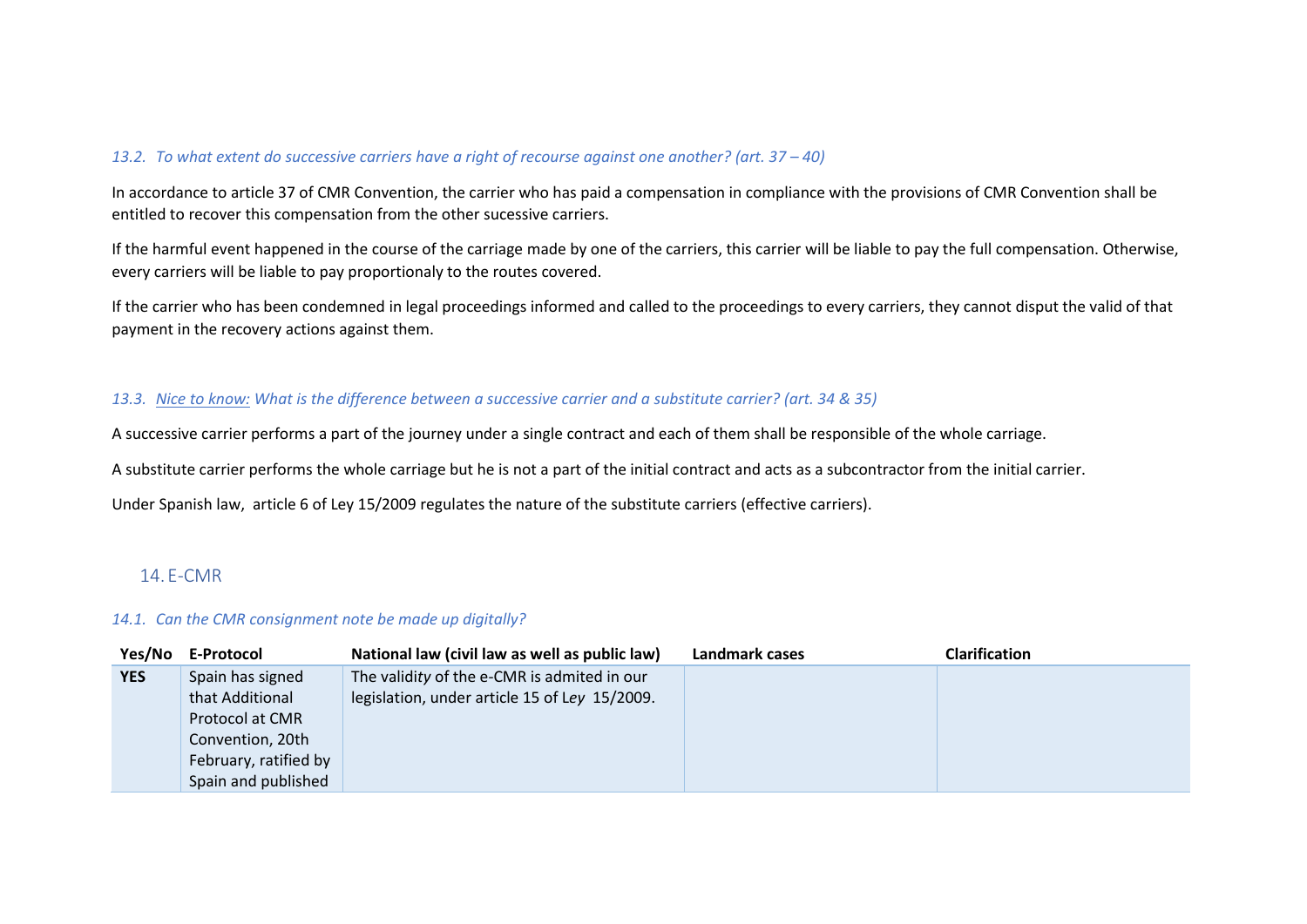### *13.2. To what extent do successive carriers have a right of recourse against one another? (art. 37 – 40)*

In accordance to article 37 of CMR Convention, the carrier who has paid a compensation in compliance with the provisions of CMR Convention shall be entitled to recover this compensation from the other sucessive carriers.

If the harmful event happened in the course of the carriage made by one of the carriers, this carrier will be liable to pay the full compensation. Otherwise, every carriers will be liable to pay proportionaly to the routes covered.

If the carrier who has been condemned in legal proceedings informed and called to the proceedings to every carriers, they cannot disput the valid of that payment in the recovery actions against them.

### *13.3. Nice to know: What is the difference between a successive carrier and a substitute carrier? (art. 34 & 35)*

A successive carrier performs a part of the journey under a single contract and each of them shall be responsible of the whole carriage.

A substitute carrier performs the whole carriage but he is not a part of the initial contract and acts as a subcontractor from the initial carrier.

Under Spanish law, article 6 of Ley 15/2009 regulates the nature of the substitute carriers (effective carriers).

## 14. E-CMR

### *14.1. Can the CMR consignment note be made up digitally?*

| Yes/No | E-Protocol | National law (civil law as well as public law) | Landmark cases | Clarification |
|---|---|---|---|---|
| **YES** | Spain has signed that Additional Protocol at CMR Convention, 20th February, ratified by Spain and published | The validity of the e-CMR is admited in our legislation, under article 15 of Ley 15/2009. | | |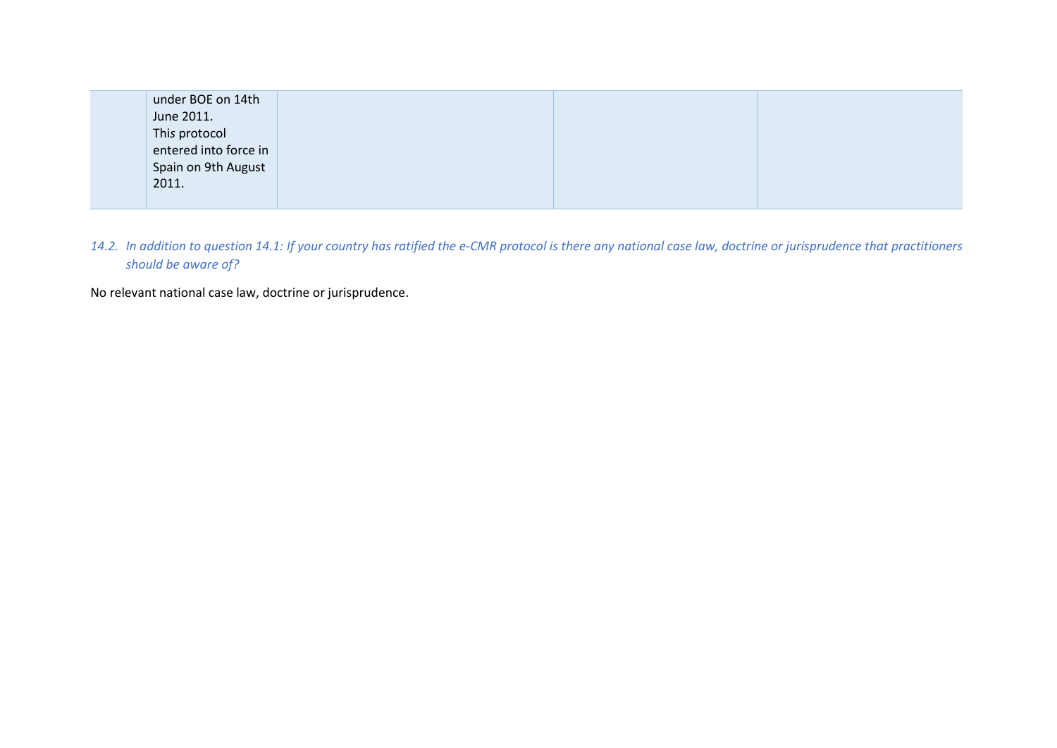| | | | | |
|---|---|---|---|---|
| | under BOE on 14th June 2011. This protocol entered into force in Spain on 9th August 2011. | | | |

*14.2. In addition to question 14.1: If your country has ratified the e-CMR protocol is there any national case law, doctrine or jurisprudence that practitioners should be aware of?*

No relevant national case law, doctrine or jurisprudence.